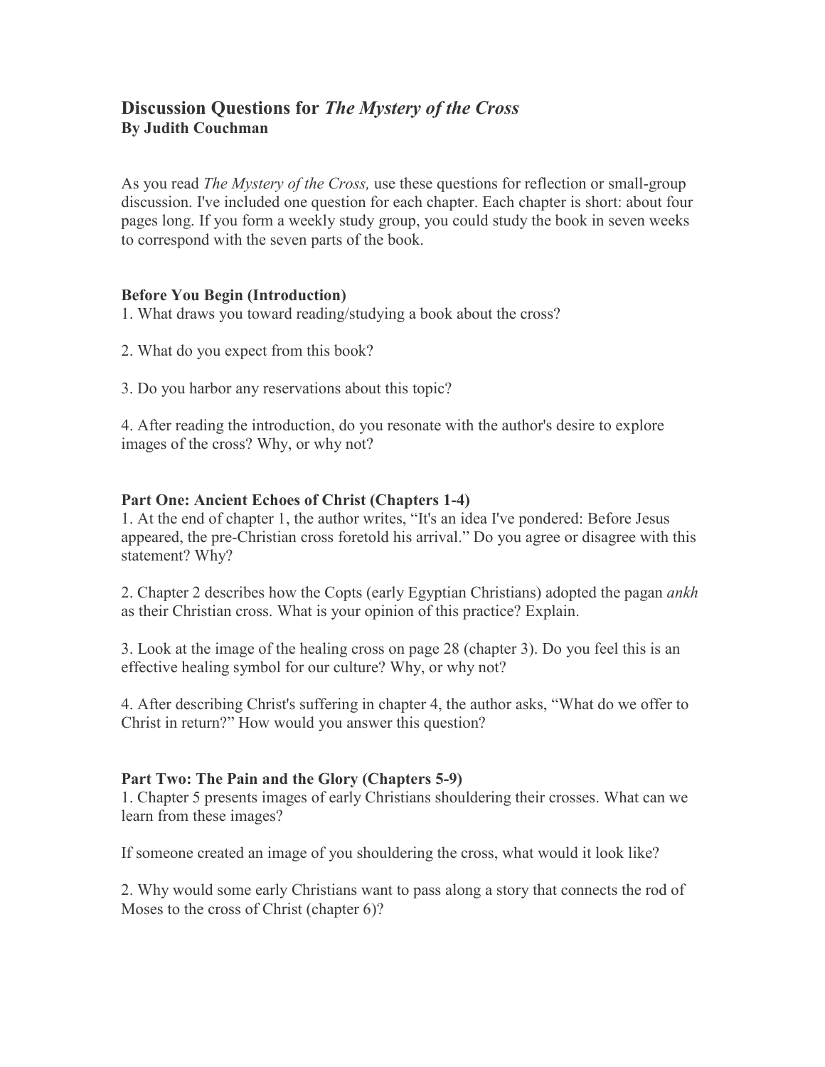## Discussion Questions for *The Mystery of the Cross*
**By Judith Couchman**

As you read *The Mystery of the Cross,* use these questions for reflection or small-group discussion. I've included one question for each chapter. Each chapter is short: about four pages long. If you form a weekly study group, you could study the book in seven weeks to correspond with the seven parts of the book.

### Before You Begin (Introduction)

1. What draws you toward reading/studying a book about the cross?

2. What do you expect from this book?

3. Do you harbor any reservations about this topic?

4. After reading the introduction, do you resonate with the author's desire to explore images of the cross? Why, or why not?

### Part One: Ancient Echoes of Christ (Chapters 1-4)

1. At the end of chapter 1, the author writes, "It's an idea I've pondered: Before Jesus appeared, the pre-Christian cross foretold his arrival." Do you agree or disagree with this statement? Why?

2. Chapter 2 describes how the Copts (early Egyptian Christians) adopted the pagan *ankh* as their Christian cross. What is your opinion of this practice? Explain.

3. Look at the image of the healing cross on page 28 (chapter 3). Do you feel this is an effective healing symbol for our culture? Why, or why not?

4. After describing Christ's suffering in chapter 4, the author asks, "What do we offer to Christ in return?" How would you answer this question?

### Part Two: The Pain and the Glory (Chapters 5-9)

1. Chapter 5 presents images of early Christians shouldering their crosses. What can we learn from these images?

If someone created an image of you shouldering the cross, what would it look like?

2. Why would some early Christians want to pass along a story that connects the rod of Moses to the cross of Christ (chapter 6)?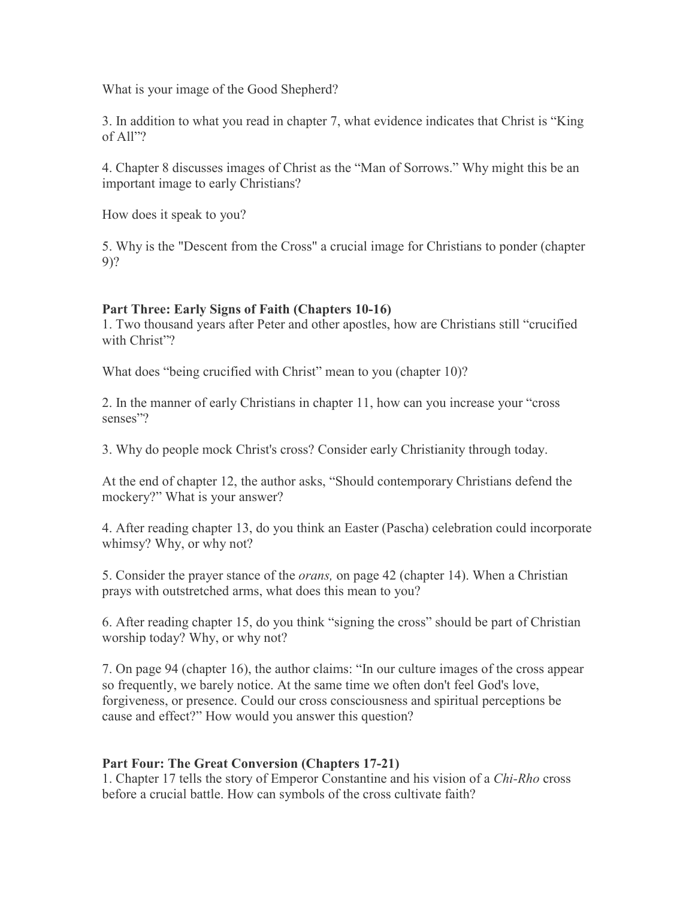What is your image of the Good Shepherd?

3. In addition to what you read in chapter 7, what evidence indicates that Christ is "King of All"?

4. Chapter 8 discusses images of Christ as the "Man of Sorrows." Why might this be an important image to early Christians?

How does it speak to you?

5. Why is the "Descent from the Cross" a crucial image for Christians to ponder (chapter 9)?

**Part Three: Early Signs of Faith (Chapters 10-16)**

1. Two thousand years after Peter and other apostles, how are Christians still "crucified with Christ"?

What does "being crucified with Christ" mean to you (chapter 10)?

2. In the manner of early Christians in chapter 11, how can you increase your "cross senses"?

3. Why do people mock Christ's cross? Consider early Christianity through today.

At the end of chapter 12, the author asks, "Should contemporary Christians defend the mockery?" What is your answer?

4. After reading chapter 13, do you think an Easter (Pascha) celebration could incorporate whimsy? Why, or why not?

5. Consider the prayer stance of the *orans,* on page 42 (chapter 14). When a Christian prays with outstretched arms, what does this mean to you?

6. After reading chapter 15, do you think "signing the cross" should be part of Christian worship today? Why, or why not?

7. On page 94 (chapter 16), the author claims: "In our culture images of the cross appear so frequently, we barely notice. At the same time we often don't feel God's love, forgiveness, or presence. Could our cross consciousness and spiritual perceptions be cause and effect?" How would you answer this question?

**Part Four: The Great Conversion (Chapters 17-21)**

1. Chapter 17 tells the story of Emperor Constantine and his vision of a *Chi-Rho* cross before a crucial battle. How can symbols of the cross cultivate faith?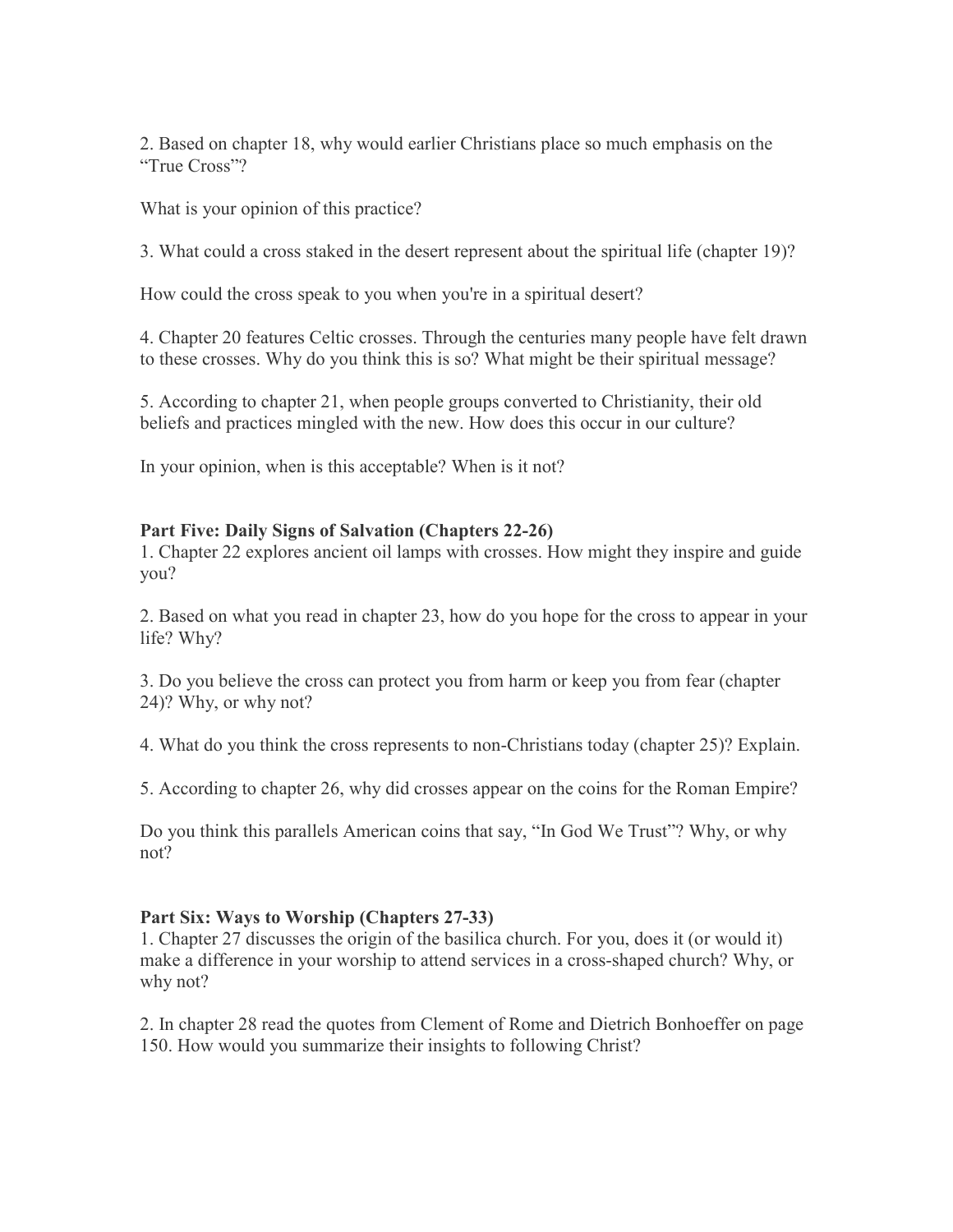2. Based on chapter 18, why would earlier Christians place so much emphasis on the "True Cross"?

What is your opinion of this practice?

3. What could a cross staked in the desert represent about the spiritual life (chapter 19)?

How could the cross speak to you when you're in a spiritual desert?

4. Chapter 20 features Celtic crosses. Through the centuries many people have felt drawn to these crosses. Why do you think this is so? What might be their spiritual message?

5. According to chapter 21, when people groups converted to Christianity, their old beliefs and practices mingled with the new. How does this occur in our culture?

In your opinion, when is this acceptable? When is it not?

**Part Five: Daily Signs of Salvation (Chapters 22-26)**

1. Chapter 22 explores ancient oil lamps with crosses. How might they inspire and guide you?

2. Based on what you read in chapter 23, how do you hope for the cross to appear in your life? Why?

3. Do you believe the cross can protect you from harm or keep you from fear (chapter 24)? Why, or why not?

4. What do you think the cross represents to non-Christians today (chapter 25)? Explain.

5. According to chapter 26, why did crosses appear on the coins for the Roman Empire?

Do you think this parallels American coins that say, "In God We Trust"? Why, or why not?

**Part Six: Ways to Worship (Chapters 27-33)**

1. Chapter 27 discusses the origin of the basilica church. For you, does it (or would it) make a difference in your worship to attend services in a cross-shaped church? Why, or why not?

2. In chapter 28 read the quotes from Clement of Rome and Dietrich Bonhoeffer on page 150. How would you summarize their insights to following Christ?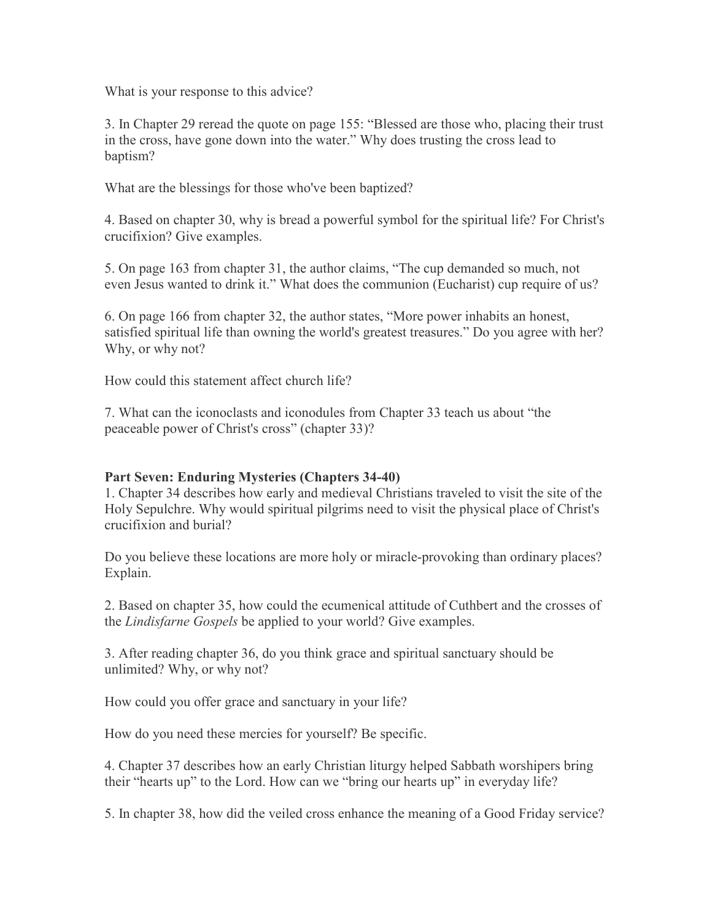What is your response to this advice?

3. In Chapter 29 reread the quote on page 155: "Blessed are those who, placing their trust in the cross, have gone down into the water." Why does trusting the cross lead to baptism?

What are the blessings for those who've been baptized?

4. Based on chapter 30, why is bread a powerful symbol for the spiritual life? For Christ's crucifixion? Give examples.

5. On page 163 from chapter 31, the author claims, "The cup demanded so much, not even Jesus wanted to drink it." What does the communion (Eucharist) cup require of us?

6. On page 166 from chapter 32, the author states, "More power inhabits an honest, satisfied spiritual life than owning the world's greatest treasures." Do you agree with her? Why, or why not?

How could this statement affect church life?

7. What can the iconoclasts and iconodules from Chapter 33 teach us about "the peaceable power of Christ's cross" (chapter 33)?

**Part Seven: Enduring Mysteries (Chapters 34-40)**

1. Chapter 34 describes how early and medieval Christians traveled to visit the site of the Holy Sepulchre. Why would spiritual pilgrims need to visit the physical place of Christ's crucifixion and burial?

Do you believe these locations are more holy or miracle-provoking than ordinary places? Explain.

2. Based on chapter 35, how could the ecumenical attitude of Cuthbert and the crosses of the *Lindisfarne Gospels* be applied to your world? Give examples.

3. After reading chapter 36, do you think grace and spiritual sanctuary should be unlimited? Why, or why not?

How could you offer grace and sanctuary in your life?

How do you need these mercies for yourself? Be specific.

4. Chapter 37 describes how an early Christian liturgy helped Sabbath worshipers bring their "hearts up" to the Lord. How can we "bring our hearts up" in everyday life?

5. In chapter 38, how did the veiled cross enhance the meaning of a Good Friday service?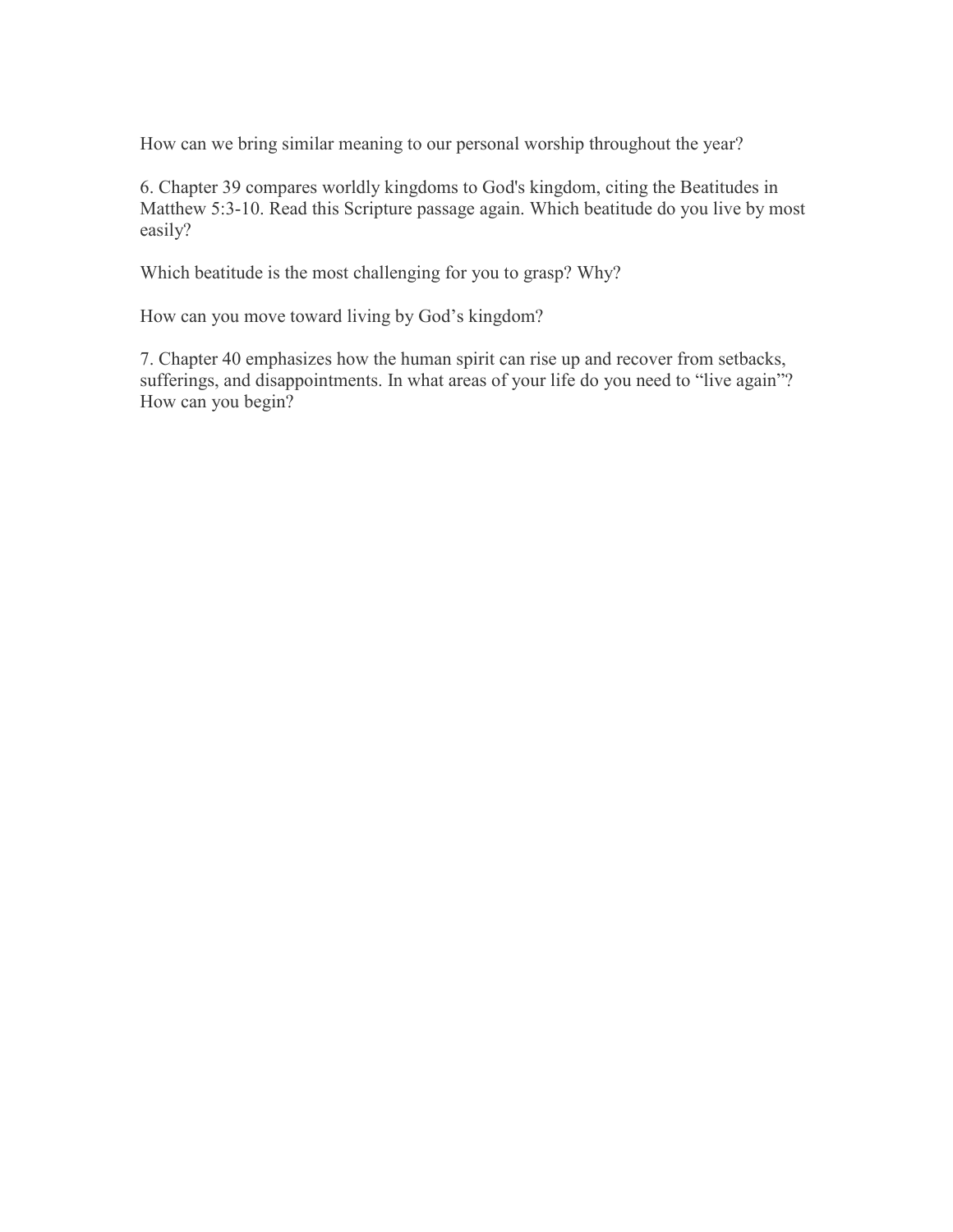How can we bring similar meaning to our personal worship throughout the year?

6. Chapter 39 compares worldly kingdoms to God's kingdom, citing the Beatitudes in Matthew 5:3-10. Read this Scripture passage again. Which beatitude do you live by most easily?

Which beatitude is the most challenging for you to grasp? Why?

How can you move toward living by God's kingdom?

7. Chapter 40 emphasizes how the human spirit can rise up and recover from setbacks, sufferings, and disappointments. In what areas of your life do you need to "live again"? How can you begin?